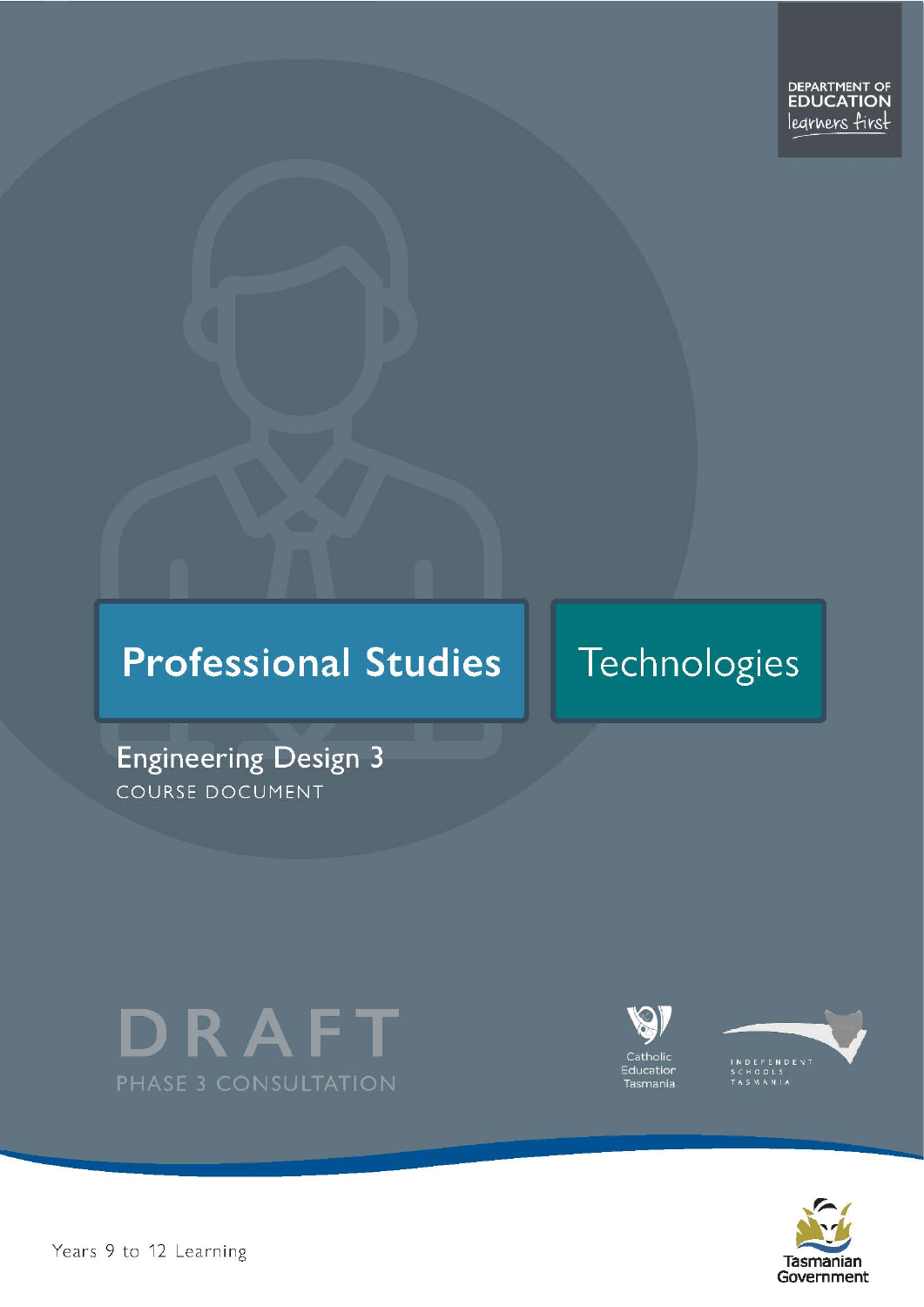DEPARTMENT OF EDUCATION
learners first

**Professional Studies**

Technologies

# Engineering Design 3

COURSE DOCUMENT

DRAFT

PHASE 3 CONSULTATION

Catholic Education Tasmania

INDEPENDENT SCHOOLS TASMANIA

Years 9 to 12 Learning

Tasmanian Government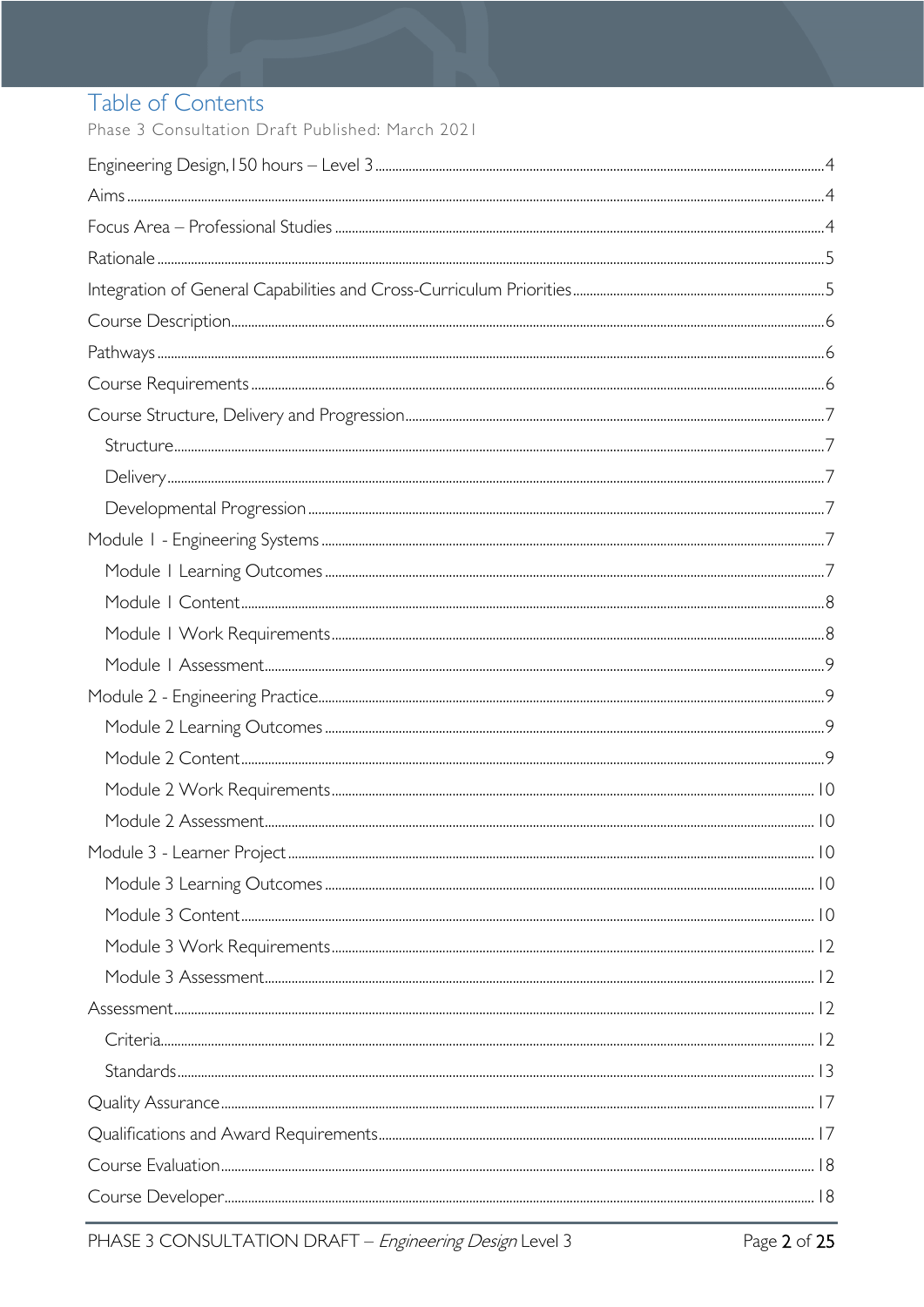# Table of Contents

Phase 3 Consultation Draft Published: March 2021

Engineering Design,150 hours – Level 3 ....4
Aims ....4
Focus Area – Professional Studies ....4
Rationale ....5
Integration of General Capabilities and Cross-Curriculum Priorities ....5
Course Description ....6
Pathways ....6
Course Requirements ....6
Course Structure, Delivery and Progression ....7
- Structure ....7
- Delivery ....7
- Developmental Progression ....7

Module 1 - Engineering Systems ....7
- Module 1 Learning Outcomes ....7
- Module 1 Content ....8
- Module 1 Work Requirements ....8
- Module 1 Assessment ....9

Module 2 - Engineering Practice ....9
- Module 2 Learning Outcomes ....9
- Module 2 Content ....9
- Module 2 Work Requirements ....10
- Module 2 Assessment ....10

Module 3 - Learner Project ....10
- Module 3 Learning Outcomes ....10
- Module 3 Content ....10
- Module 3 Work Requirements ....12
- Module 3 Assessment ....12

Assessment ....12
- Criteria ....12
- Standards ....13

Quality Assurance ....17
Qualifications and Award Requirements ....17
Course Evaluation ....18
Course Developer ....18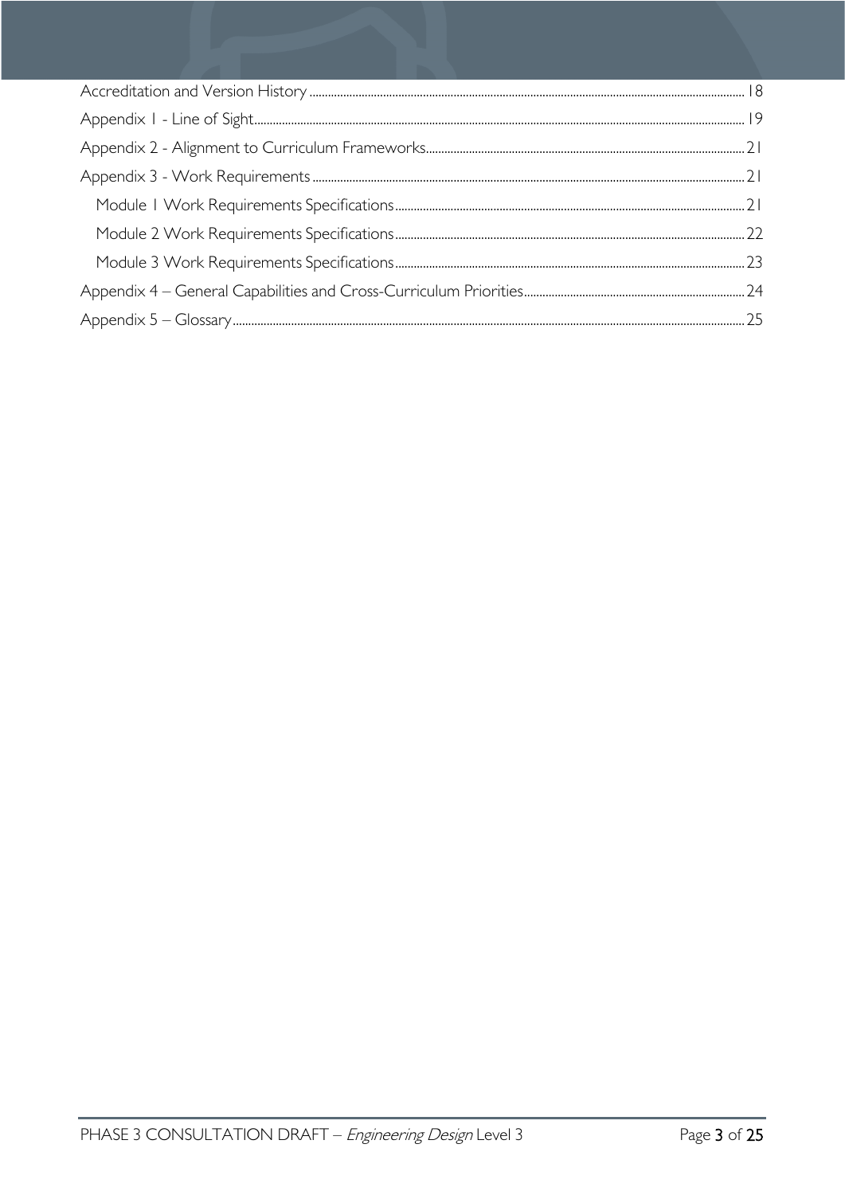Accreditation and Version History ..... 18

Appendix 1 - Line of Sight ..... 19

Appendix 2 - Alignment to Curriculum Frameworks ..... 21

Appendix 3 - Work Requirements ..... 21

- Module 1 Work Requirements Specifications ..... 21
- Module 2 Work Requirements Specifications ..... 22
- Module 3 Work Requirements Specifications ..... 23

Appendix 4 – General Capabilities and Cross-Curriculum Priorities ..... 24

Appendix 5 – Glossary ..... 25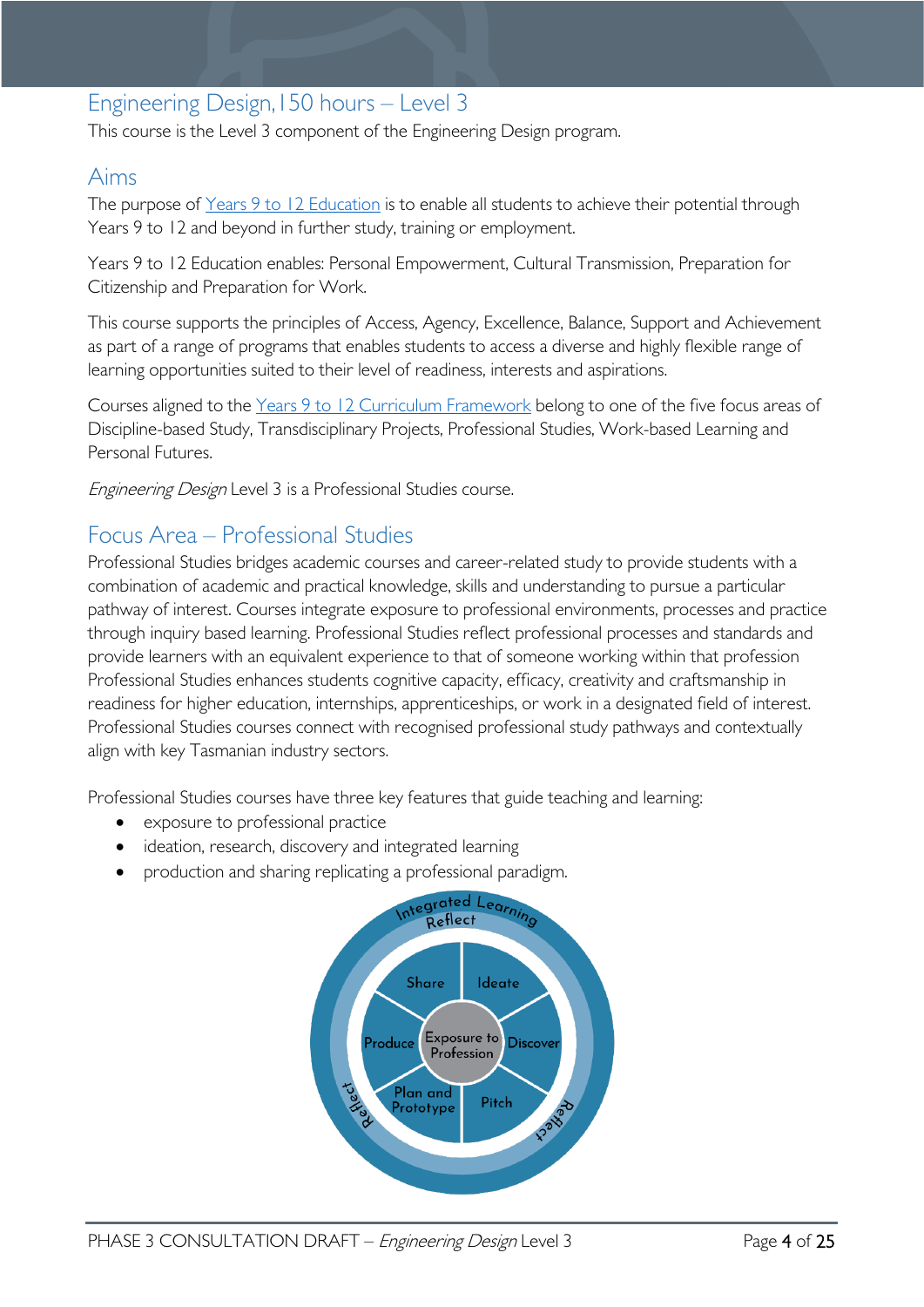## Engineering Design, 150 hours – Level 3

This course is the Level 3 component of the Engineering Design program.

## Aims

The purpose of [Years 9 to 12 Education](#) is to enable all students to achieve their potential through Years 9 to 12 and beyond in further study, training or employment.

Years 9 to 12 Education enables: Personal Empowerment, Cultural Transmission, Preparation for Citizenship and Preparation for Work.

This course supports the principles of Access, Agency, Excellence, Balance, Support and Achievement as part of a range of programs that enables students to access a diverse and highly flexible range of learning opportunities suited to their level of readiness, interests and aspirations.

Courses aligned to the [Years 9 to 12 Curriculum Framework](#) belong to one of the five focus areas of Discipline-based Study, Transdisciplinary Projects, Professional Studies, Work-based Learning and Personal Futures.

*Engineering Design* Level 3 is a Professional Studies course.

## Focus Area – Professional Studies

Professional Studies bridges academic courses and career-related study to provide students with a combination of academic and practical knowledge, skills and understanding to pursue a particular pathway of interest. Courses integrate exposure to professional environments, processes and practice through inquiry based learning. Professional Studies reflect professional processes and standards and provide learners with an equivalent experience to that of someone working within that profession Professional Studies enhances students cognitive capacity, efficacy, creativity and craftsmanship in readiness for higher education, internships, apprenticeships, or work in a designated field of interest. Professional Studies courses connect with recognised professional study pathways and contextually align with key Tasmanian industry sectors.

Professional Studies courses have three key features that guide teaching and learning:

- exposure to professional practice
- ideation, research, discovery and integrated learning
- production and sharing replicating a professional paradigm.

Integrated Learning
Reflect
Share | Ideate
Produce | Exposure to Profession | Discover
Plan and Prototype | Pitch
Reflect | Reflect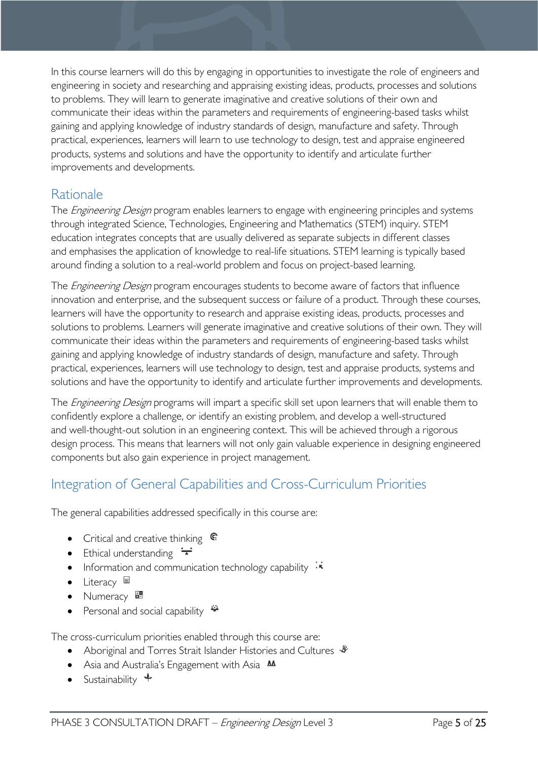In this course learners will do this by engaging in opportunities to investigate the role of engineers and engineering in society and researching and appraising existing ideas, products, processes and solutions to problems. They will learn to generate imaginative and creative solutions of their own and communicate their ideas within the parameters and requirements of engineering-based tasks whilst gaining and applying knowledge of industry standards of design, manufacture and safety. Through practical, experiences, learners will learn to use technology to design, test and appraise engineered products, systems and solutions and have the opportunity to identify and articulate further improvements and developments.

## Rationale

The *Engineering Design* program enables learners to engage with engineering principles and systems through integrated Science, Technologies, Engineering and Mathematics (STEM) inquiry. STEM education integrates concepts that are usually delivered as separate subjects in different classes and emphasises the application of knowledge to real-life situations. STEM learning is typically based around finding a solution to a real-world problem and focus on project-based learning.

The *Engineering Design* program encourages students to become aware of factors that influence innovation and enterprise, and the subsequent success or failure of a product. Through these courses, learners will have the opportunity to research and appraise existing ideas, products, processes and solutions to problems. Learners will generate imaginative and creative solutions of their own. They will communicate their ideas within the parameters and requirements of engineering-based tasks whilst gaining and applying knowledge of industry standards of design, manufacture and safety. Through practical, experiences, learners will use technology to design, test and appraise products, systems and solutions and have the opportunity to identify and articulate further improvements and developments.

The *Engineering Design* programs will impart a specific skill set upon learners that will enable them to confidently explore a challenge, or identify an existing problem, and develop a well-structured and well-thought-out solution in an engineering context. This will be achieved through a rigorous design process. This means that learners will not only gain valuable experience in designing engineered components but also gain experience in project management.

## Integration of General Capabilities and Cross-Curriculum Priorities

The general capabilities addressed specifically in this course are:

- Critical and creative thinking
- Ethical understanding
- Information and communication technology capability
- Literacy
- Numeracy
- Personal and social capability

The cross-curriculum priorities enabled through this course are:

- Aboriginal and Torres Strait Islander Histories and Cultures
- Asia and Australia's Engagement with Asia
- Sustainability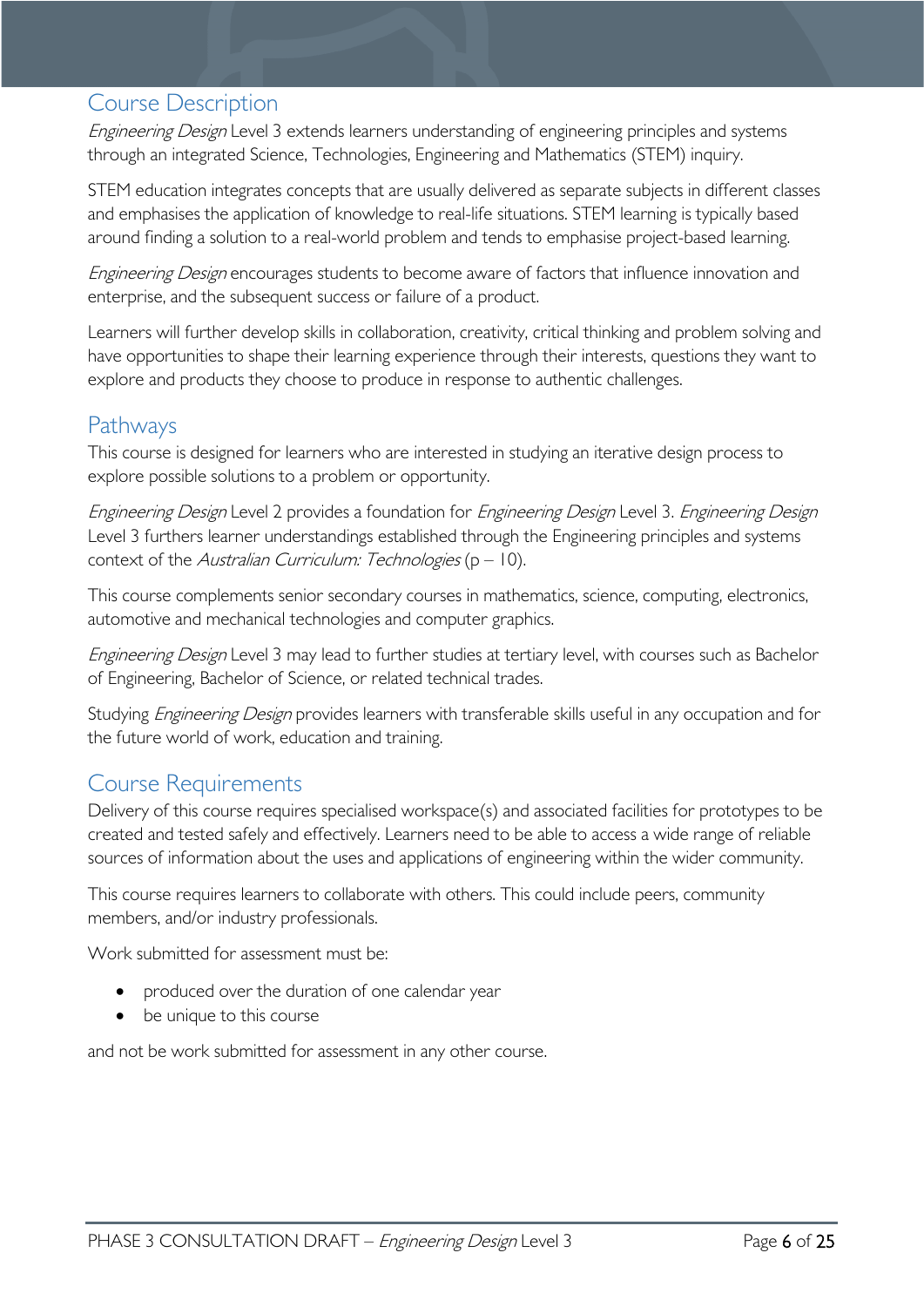## Course Description

*Engineering Design* Level 3 extends learners understanding of engineering principles and systems through an integrated Science, Technologies, Engineering and Mathematics (STEM) inquiry.

STEM education integrates concepts that are usually delivered as separate subjects in different classes and emphasises the application of knowledge to real-life situations. STEM learning is typically based around finding a solution to a real-world problem and tends to emphasise project-based learning.

*Engineering Design* encourages students to become aware of factors that influence innovation and enterprise, and the subsequent success or failure of a product.

Learners will further develop skills in collaboration, creativity, critical thinking and problem solving and have opportunities to shape their learning experience through their interests, questions they want to explore and products they choose to produce in response to authentic challenges.

## Pathways

This course is designed for learners who are interested in studying an iterative design process to explore possible solutions to a problem or opportunity.

*Engineering Design* Level 2 provides a foundation for *Engineering Design* Level 3. *Engineering Design* Level 3 furthers learner understandings established through the Engineering principles and systems context of the *Australian Curriculum: Technologies* (p – 10).

This course complements senior secondary courses in mathematics, science, computing, electronics, automotive and mechanical technologies and computer graphics.

*Engineering Design* Level 3 may lead to further studies at tertiary level, with courses such as Bachelor of Engineering, Bachelor of Science, or related technical trades.

Studying *Engineering Design* provides learners with transferable skills useful in any occupation and for the future world of work, education and training.

## Course Requirements

Delivery of this course requires specialised workspace(s) and associated facilities for prototypes to be created and tested safely and effectively. Learners need to be able to access a wide range of reliable sources of information about the uses and applications of engineering within the wider community.

This course requires learners to collaborate with others. This could include peers, community members, and/or industry professionals.

Work submitted for assessment must be:

- produced over the duration of one calendar year
- be unique to this course

and not be work submitted for assessment in any other course.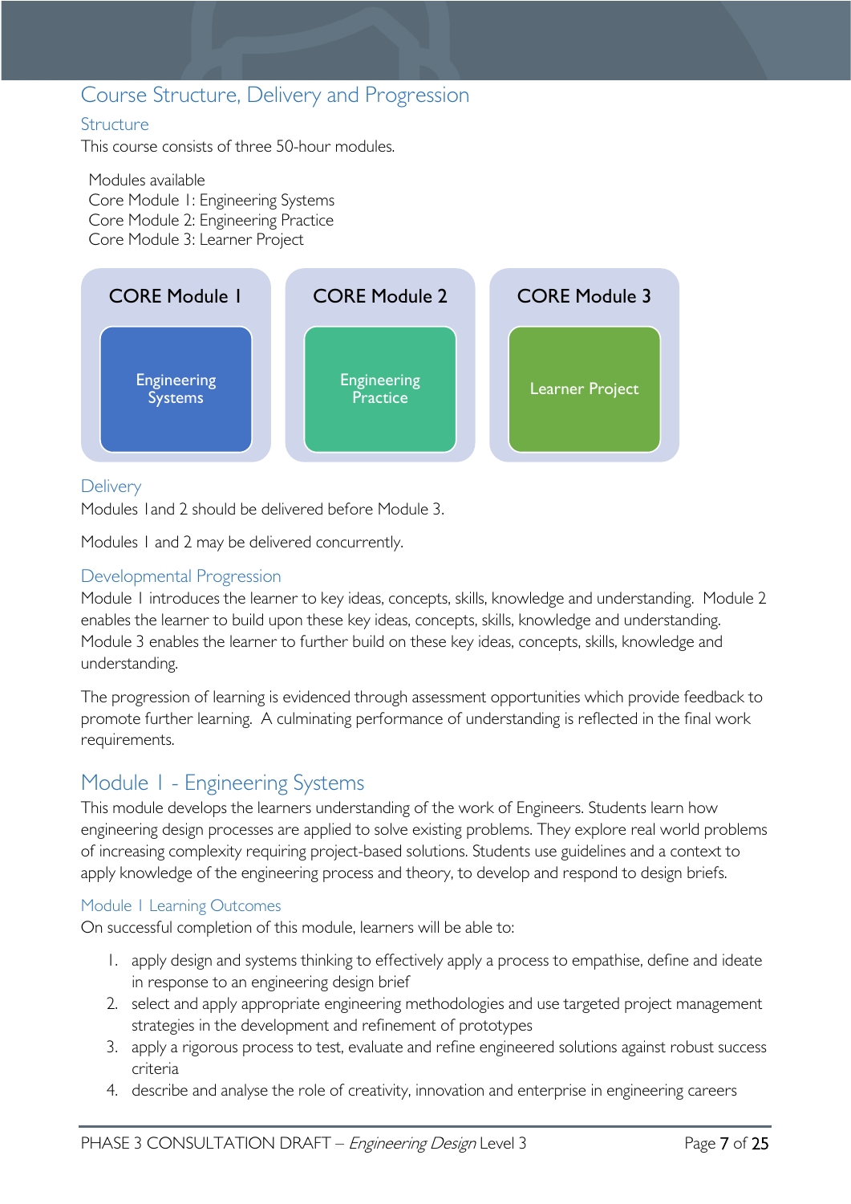## Course Structure, Delivery and Progression

### Structure

This course consists of three 50-hour modules.

Modules available
Core Module 1: Engineering Systems
Core Module 2: Engineering Practice
Core Module 3: Learner Project

| CORE Module 1 | CORE Module 2 | CORE Module 3 |
|---|---|---|
| Engineering Systems | Engineering Practice | Learner Project |

### Delivery

Modules 1and 2 should be delivered before Module 3.

Modules 1 and 2 may be delivered concurrently.

### Developmental Progression

Module 1 introduces the learner to key ideas, concepts, skills, knowledge and understanding. Module 2 enables the learner to build upon these key ideas, concepts, skills, knowledge and understanding. Module 3 enables the learner to further build on these key ideas, concepts, skills, knowledge and understanding.

The progression of learning is evidenced through assessment opportunities which provide feedback to promote further learning. A culminating performance of understanding is reflected in the final work requirements.

## Module 1 - Engineering Systems

This module develops the learners understanding of the work of Engineers. Students learn how engineering design processes are applied to solve existing problems. They explore real world problems of increasing complexity requiring project-based solutions. Students use guidelines and a context to apply knowledge of the engineering process and theory, to develop and respond to design briefs.

### Module 1 Learning Outcomes

On successful completion of this module, learners will be able to:

1. apply design and systems thinking to effectively apply a process to empathise, define and ideate in response to an engineering design brief
2. select and apply appropriate engineering methodologies and use targeted project management strategies in the development and refinement of prototypes
3. apply a rigorous process to test, evaluate and refine engineered solutions against robust success criteria
4. describe and analyse the role of creativity, innovation and enterprise in engineering careers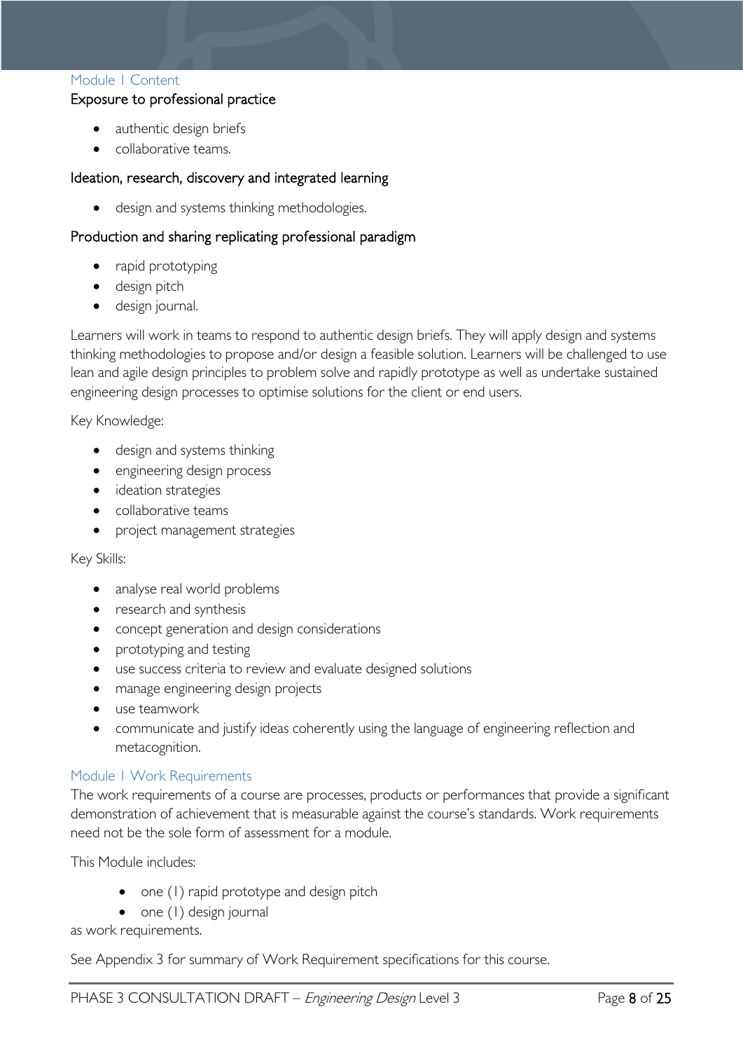## Module 1 Content

### Exposure to professional practice

- authentic design briefs
- collaborative teams.

### Ideation, research, discovery and integrated learning

- design and systems thinking methodologies.

### Production and sharing replicating professional paradigm

- rapid prototyping
- design pitch
- design journal.

Learners will work in teams to respond to authentic design briefs. They will apply design and systems thinking methodologies to propose and/or design a feasible solution. Learners will be challenged to use lean and agile design principles to problem solve and rapidly prototype as well as undertake sustained engineering design processes to optimise solutions for the client or end users.

Key Knowledge:

- design and systems thinking
- engineering design process
- ideation strategies
- collaborative teams
- project management strategies

Key Skills:

- analyse real world problems
- research and synthesis
- concept generation and design considerations
- prototyping and testing
- use success criteria to review and evaluate designed solutions
- manage engineering design projects
- use teamwork
- communicate and justify ideas coherently using the language of engineering reflection and metacognition.

## Module 1 Work Requirements

The work requirements of a course are processes, products or performances that provide a significant demonstration of achievement that is measurable against the course's standards. Work requirements need not be the sole form of assessment for a module.

This Module includes:

- one (1) rapid prototype and design pitch
- one (1) design journal

as work requirements.

See Appendix 3 for summary of Work Requirement specifications for this course.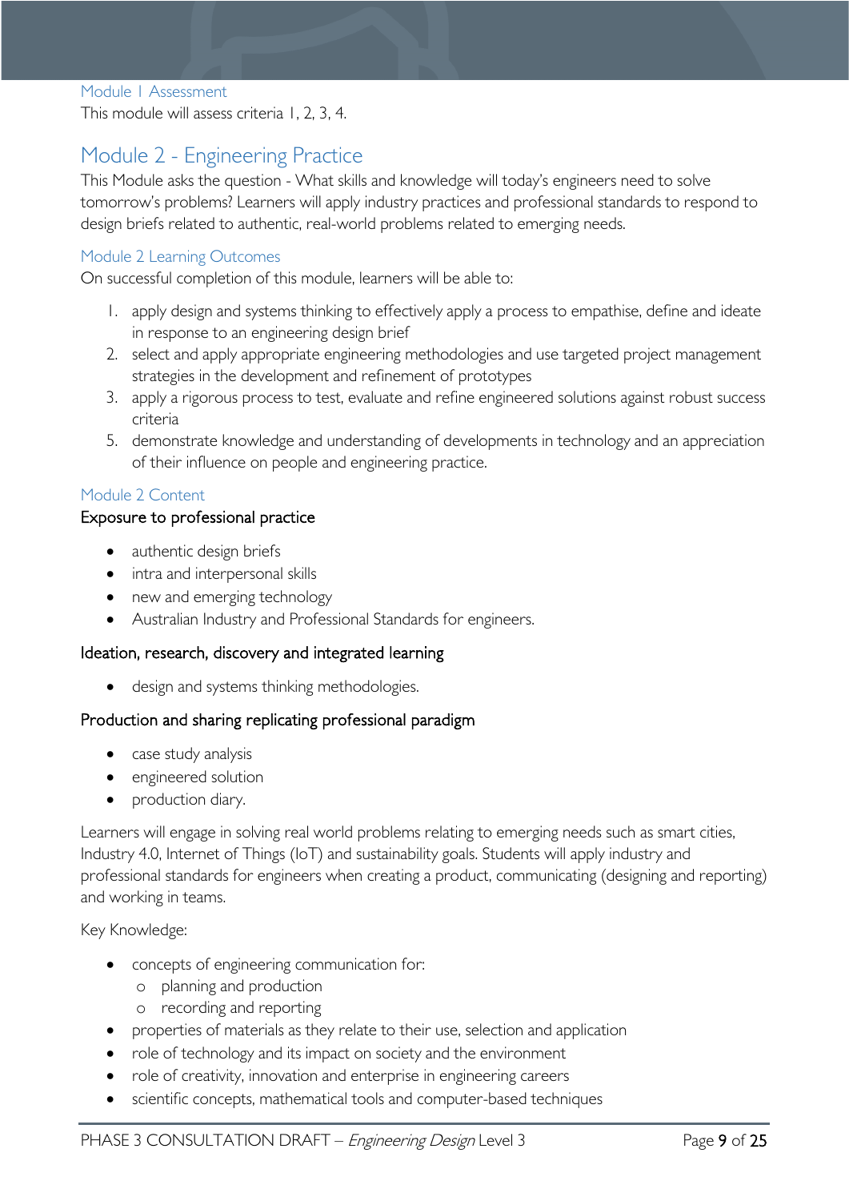### Module 1 Assessment

This module will assess criteria 1, 2, 3, 4.

## Module 2 - Engineering Practice

This Module asks the question - What skills and knowledge will today's engineers need to solve tomorrow's problems? Learners will apply industry practices and professional standards to respond to design briefs related to authentic, real-world problems related to emerging needs.

### Module 2 Learning Outcomes

On successful completion of this module, learners will be able to:

1. apply design and systems thinking to effectively apply a process to empathise, define and ideate in response to an engineering design brief
2. select and apply appropriate engineering methodologies and use targeted project management strategies in the development and refinement of prototypes
3. apply a rigorous process to test, evaluate and refine engineered solutions against robust success criteria
5. demonstrate knowledge and understanding of developments in technology and an appreciation of their influence on people and engineering practice.

### Module 2 Content

#### Exposure to professional practice

- authentic design briefs
- intra and interpersonal skills
- new and emerging technology
- Australian Industry and Professional Standards for engineers.

#### Ideation, research, discovery and integrated learning

- design and systems thinking methodologies.

#### Production and sharing replicating professional paradigm

- case study analysis
- engineered solution
- production diary.

Learners will engage in solving real world problems relating to emerging needs such as smart cities, Industry 4.0, Internet of Things (IoT) and sustainability goals. Students will apply industry and professional standards for engineers when creating a product, communicating (designing and reporting) and working in teams.

Key Knowledge:

- concepts of engineering communication for:
  - planning and production
  - recording and reporting
- properties of materials as they relate to their use, selection and application
- role of technology and its impact on society and the environment
- role of creativity, innovation and enterprise in engineering careers
- scientific concepts, mathematical tools and computer-based techniques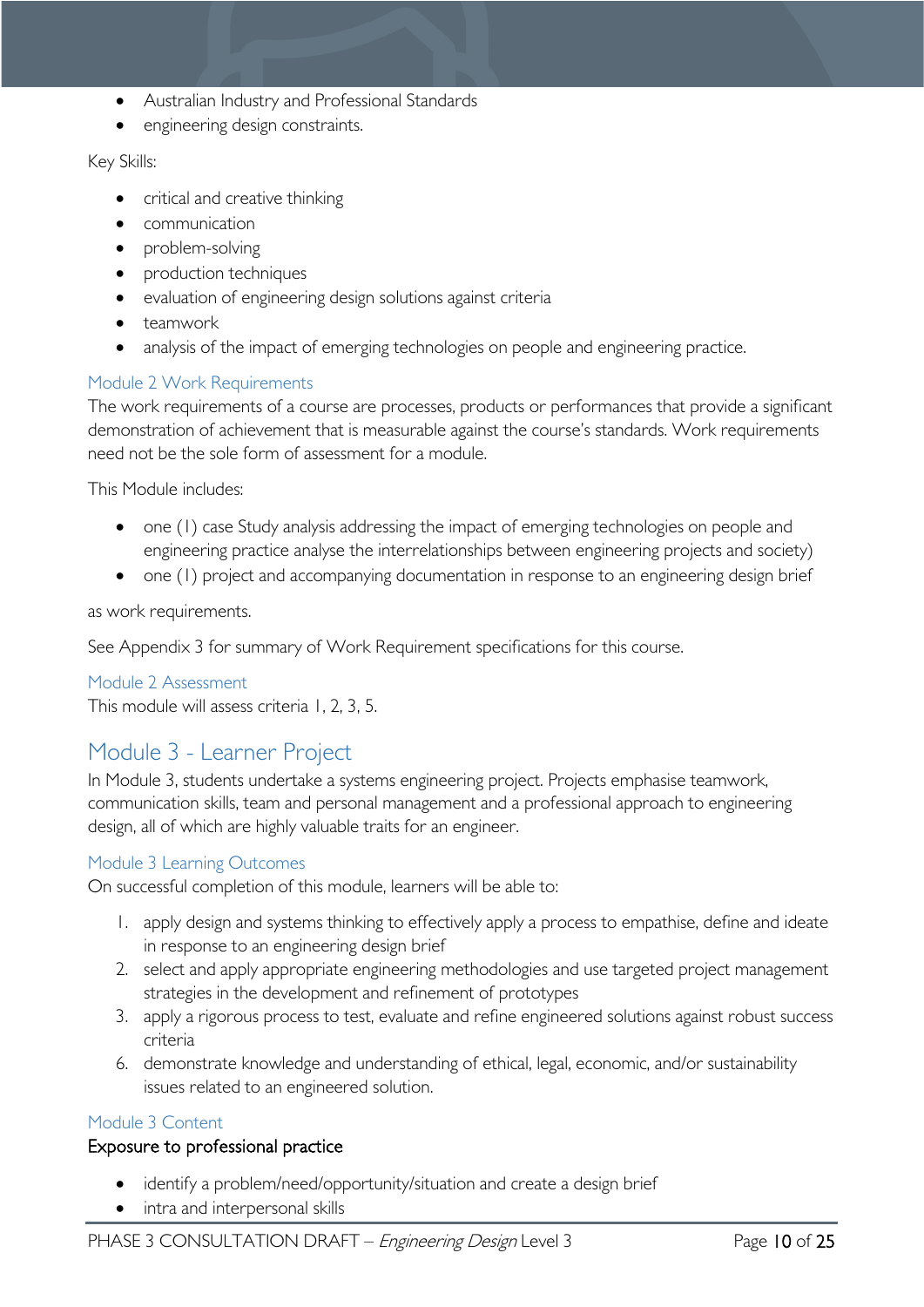- Australian Industry and Professional Standards
- engineering design constraints.

Key Skills:

- critical and creative thinking
- communication
- problem-solving
- production techniques
- evaluation of engineering design solutions against criteria
- teamwork
- analysis of the impact of emerging technologies on people and engineering practice.

### Module 2 Work Requirements

The work requirements of a course are processes, products or performances that provide a significant demonstration of achievement that is measurable against the course's standards. Work requirements need not be the sole form of assessment for a module.

This Module includes:

- one (1) case Study analysis addressing the impact of emerging technologies on people and engineering practice analyse the interrelationships between engineering projects and society)
- one (1) project and accompanying documentation in response to an engineering design brief

as work requirements.

See Appendix 3 for summary of Work Requirement specifications for this course.

### Module 2 Assessment

This module will assess criteria 1, 2, 3, 5.

## Module 3 - Learner Project

In Module 3, students undertake a systems engineering project. Projects emphasise teamwork, communication skills, team and personal management and a professional approach to engineering design, all of which are highly valuable traits for an engineer.

### Module 3 Learning Outcomes

On successful completion of this module, learners will be able to:

1. apply design and systems thinking to effectively apply a process to empathise, define and ideate in response to an engineering design brief
2. select and apply appropriate engineering methodologies and use targeted project management strategies in the development and refinement of prototypes
3. apply a rigorous process to test, evaluate and refine engineered solutions against robust success criteria
6. demonstrate knowledge and understanding of ethical, legal, economic, and/or sustainability issues related to an engineered solution.

### Module 3 Content

**Exposure to professional practice**

- identify a problem/need/opportunity/situation and create a design brief
- intra and interpersonal skills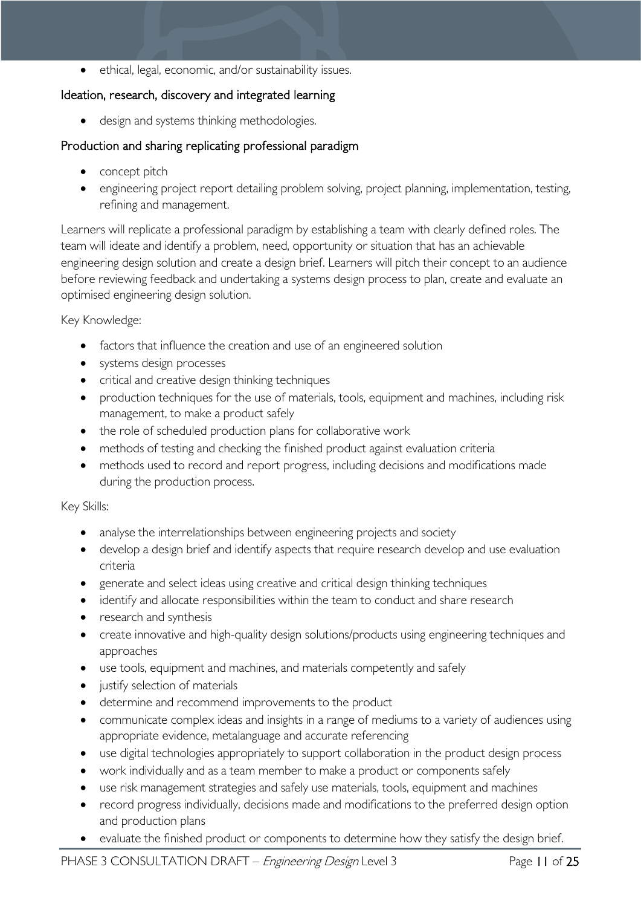- ethical, legal, economic, and/or sustainability issues.

### Ideation, research, discovery and integrated learning

- design and systems thinking methodologies.

### Production and sharing replicating professional paradigm

- concept pitch
- engineering project report detailing problem solving, project planning, implementation, testing, refining and management.

Learners will replicate a professional paradigm by establishing a team with clearly defined roles. The team will ideate and identify a problem, need, opportunity or situation that has an achievable engineering design solution and create a design brief. Learners will pitch their concept to an audience before reviewing feedback and undertaking a systems design process to plan, create and evaluate an optimised engineering design solution.

Key Knowledge:

- factors that influence the creation and use of an engineered solution
- systems design processes
- critical and creative design thinking techniques
- production techniques for the use of materials, tools, equipment and machines, including risk management, to make a product safely
- the role of scheduled production plans for collaborative work
- methods of testing and checking the finished product against evaluation criteria
- methods used to record and report progress, including decisions and modifications made during the production process.

Key Skills:

- analyse the interrelationships between engineering projects and society
- develop a design brief and identify aspects that require research develop and use evaluation criteria
- generate and select ideas using creative and critical design thinking techniques
- identify and allocate responsibilities within the team to conduct and share research
- research and synthesis
- create innovative and high-quality design solutions/products using engineering techniques and approaches
- use tools, equipment and machines, and materials competently and safely
- justify selection of materials
- determine and recommend improvements to the product
- communicate complex ideas and insights in a range of mediums to a variety of audiences using appropriate evidence, metalanguage and accurate referencing
- use digital technologies appropriately to support collaboration in the product design process
- work individually and as a team member to make a product or components safely
- use risk management strategies and safely use materials, tools, equipment and machines
- record progress individually, decisions made and modifications to the preferred design option and production plans
- evaluate the finished product or components to determine how they satisfy the design brief.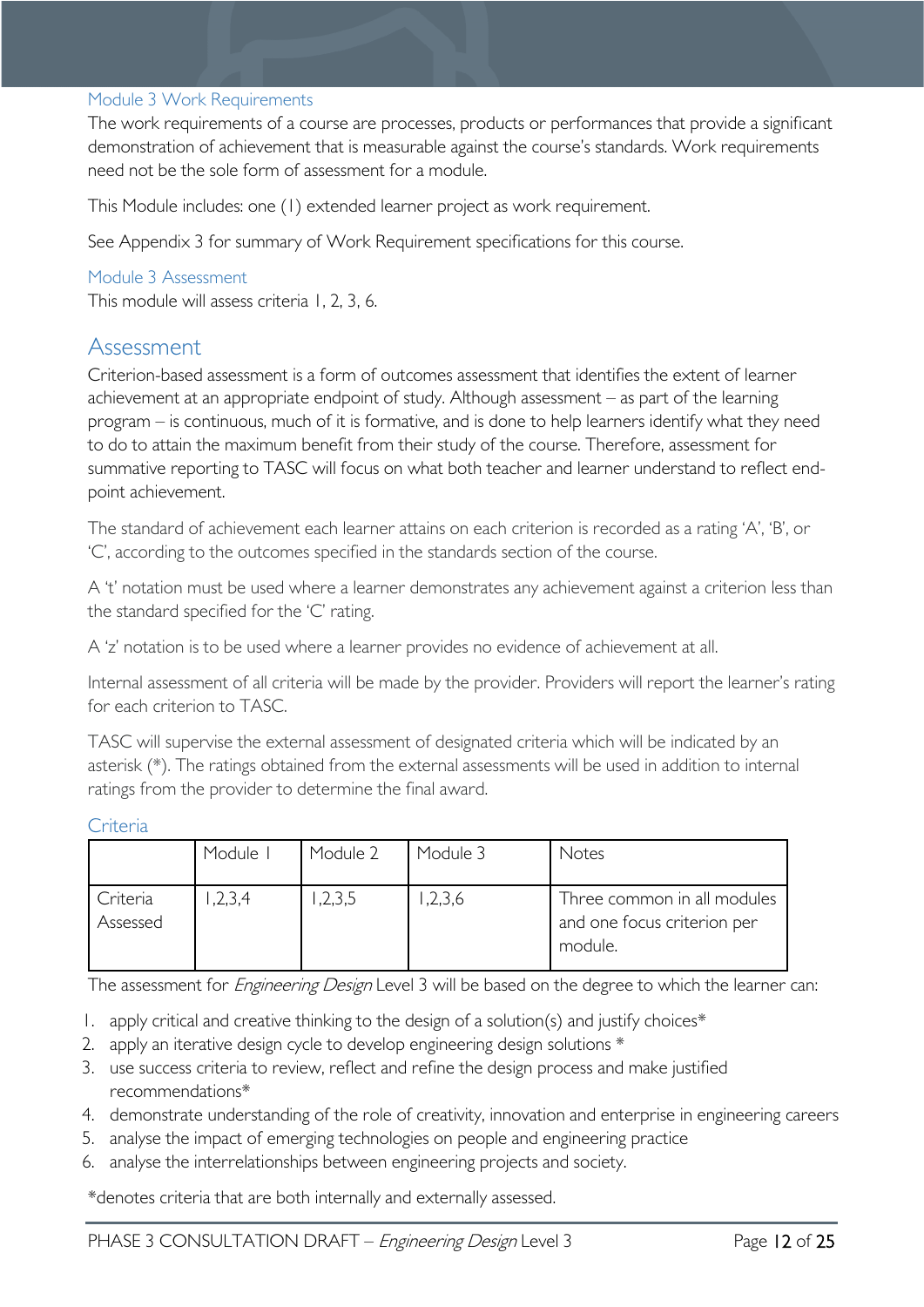### Module 3 Work Requirements

The work requirements of a course are processes, products or performances that provide a significant demonstration of achievement that is measurable against the course's standards. Work requirements need not be the sole form of assessment for a module.

This Module includes: one (1) extended learner project as work requirement.

See Appendix 3 for summary of Work Requirement specifications for this course.

### Module 3 Assessment

This module will assess criteria 1, 2, 3, 6.

## Assessment

Criterion-based assessment is a form of outcomes assessment that identifies the extent of learner achievement at an appropriate endpoint of study. Although assessment – as part of the learning program – is continuous, much of it is formative, and is done to help learners identify what they need to do to attain the maximum benefit from their study of the course. Therefore, assessment for summative reporting to TASC will focus on what both teacher and learner understand to reflect end-point achievement.

The standard of achievement each learner attains on each criterion is recorded as a rating 'A', 'B', or 'C', according to the outcomes specified in the standards section of the course.

A 't' notation must be used where a learner demonstrates any achievement against a criterion less than the standard specified for the 'C' rating.

A 'z' notation is to be used where a learner provides no evidence of achievement at all.

Internal assessment of all criteria will be made by the provider. Providers will report the learner's rating for each criterion to TASC.

TASC will supervise the external assessment of designated criteria which will be indicated by an asterisk (*). The ratings obtained from the external assessments will be used in addition to internal ratings from the provider to determine the final award.

### Criteria

| | Module 1 | Module 2 | Module 3 | Notes |
|---|---|---|---|---|
| Criteria Assessed | 1,2,3,4 | 1,2,3,5 | 1,2,3,6 | Three common in all modules and one focus criterion per module. |

The assessment for *Engineering Design* Level 3 will be based on the degree to which the learner can:

1. apply critical and creative thinking to the design of a solution(s) and justify choices*
2. apply an iterative design cycle to develop engineering design solutions *
3. use success criteria to review, reflect and refine the design process and make justified recommendations*
4. demonstrate understanding of the role of creativity, innovation and enterprise in engineering careers
5. analyse the impact of emerging technologies on people and engineering practice
6. analyse the interrelationships between engineering projects and society.

*denotes criteria that are both internally and externally assessed.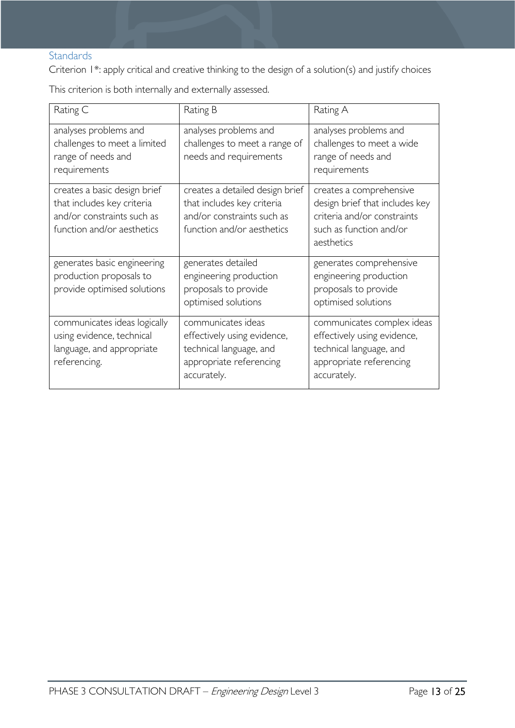### Standards

Criterion 1*: apply critical and creative thinking to the design of a solution(s) and justify choices

This criterion is both internally and externally assessed.

| Rating C | Rating B | Rating A |
|---|---|---|
| analyses problems and challenges to meet a limited range of needs and requirements | analyses problems and challenges to meet a range of needs and requirements | analyses problems and challenges to meet a wide range of needs and requirements |
| creates a basic design brief that includes key criteria and/or constraints such as function and/or aesthetics | creates a detailed design brief that includes key criteria and/or constraints such as function and/or aesthetics | creates a comprehensive design brief that includes key criteria and/or constraints such as function and/or aesthetics |
| generates basic engineering production proposals to provide optimised solutions | generates detailed engineering production proposals to provide optimised solutions | generates comprehensive engineering production proposals to provide optimised solutions |
| communicates ideas logically using evidence, technical language, and appropriate referencing. | communicates ideas effectively using evidence, technical language, and appropriate referencing accurately. | communicates complex ideas effectively using evidence, technical language, and appropriate referencing accurately. |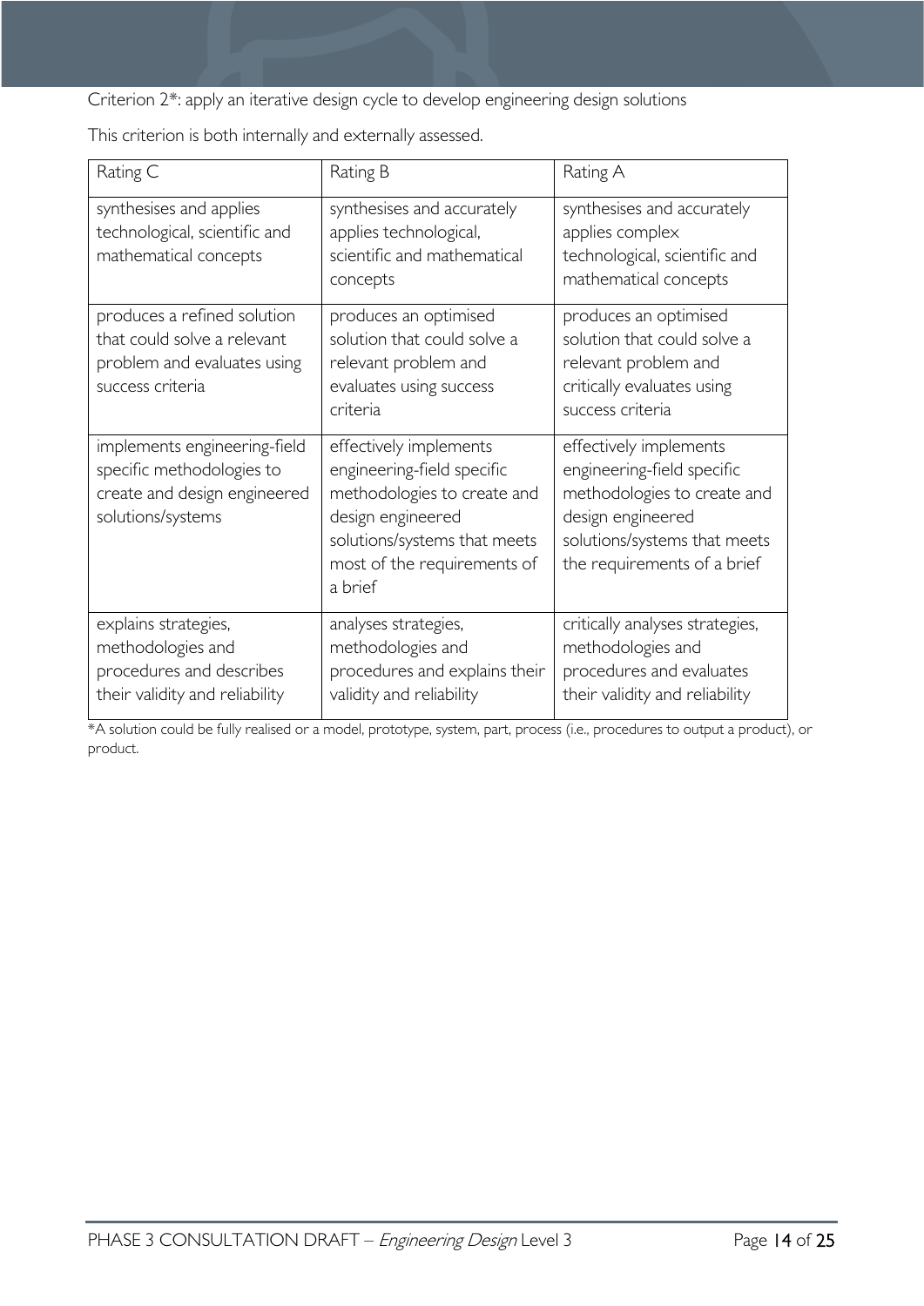Criterion 2*: apply an iterative design cycle to develop engineering design solutions

This criterion is both internally and externally assessed.

| Rating C | Rating B | Rating A |
| --- | --- | --- |
| synthesises and applies technological, scientific and mathematical concepts | synthesises and accurately applies technological, scientific and mathematical concepts | synthesises and accurately applies complex technological, scientific and mathematical concepts |
| produces a refined solution that could solve a relevant problem and evaluates using success criteria | produces an optimised solution that could solve a relevant problem and evaluates using success criteria | produces an optimised solution that could solve a relevant problem and critically evaluates using success criteria |
| implements engineering-field specific methodologies to create and design engineered solutions/systems | effectively implements engineering-field specific methodologies to create and design engineered solutions/systems that meets most of the requirements of a brief | effectively implements engineering-field specific methodologies to create and design engineered solutions/systems that meets the requirements of a brief |
| explains strategies, methodologies and procedures and describes their validity and reliability | analyses strategies, methodologies and procedures and explains their validity and reliability | critically analyses strategies, methodologies and procedures and evaluates their validity and reliability |

*A solution could be fully realised or a model, prototype, system, part, process (i.e., procedures to output a product), or product.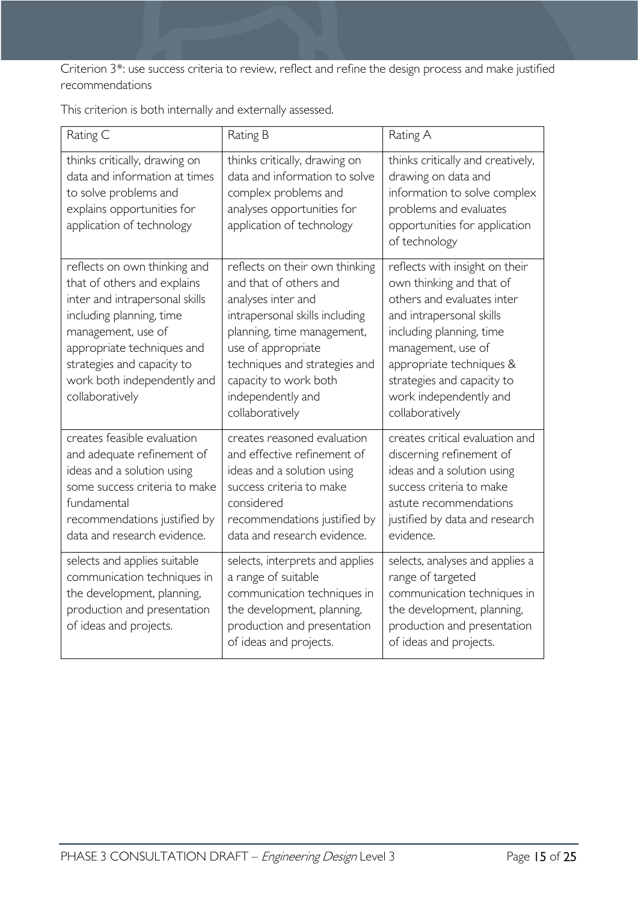Criterion 3*: use success criteria to review, reflect and refine the design process and make justified recommendations

This criterion is both internally and externally assessed.

| Rating C | Rating B | Rating A |
| --- | --- | --- |
| thinks critically, drawing on data and information at times to solve problems and explains opportunities for application of technology | thinks critically, drawing on data and information to solve complex problems and analyses opportunities for application of technology | thinks critically and creatively, drawing on data and information to solve complex problems and evaluates opportunities for application of technology |
| reflects on own thinking and that of others and explains inter and intrapersonal skills including planning, time management, use of appropriate techniques and strategies and capacity to work both independently and collaboratively | reflects on their own thinking and that of others and analyses inter and intrapersonal skills including planning, time management, use of appropriate techniques and strategies and capacity to work both independently and collaboratively | reflects with insight on their own thinking and that of others and evaluates inter and intrapersonal skills including planning, time management, use of appropriate techniques & strategies and capacity to work independently and collaboratively |
| creates feasible evaluation and adequate refinement of ideas and a solution using some success criteria to make fundamental recommendations justified by data and research evidence. | creates reasoned evaluation and effective refinement of ideas and a solution using success criteria to make considered recommendations justified by data and research evidence. | creates critical evaluation and discerning refinement of ideas and a solution using success criteria to make astute recommendations justified by data and research evidence. |
| selects and applies suitable communication techniques in the development, planning, production and presentation of ideas and projects. | selects, interprets and applies a range of suitable communication techniques in the development, planning, production and presentation of ideas and projects. | selects, analyses and applies a range of targeted communication techniques in the development, planning, production and presentation of ideas and projects. |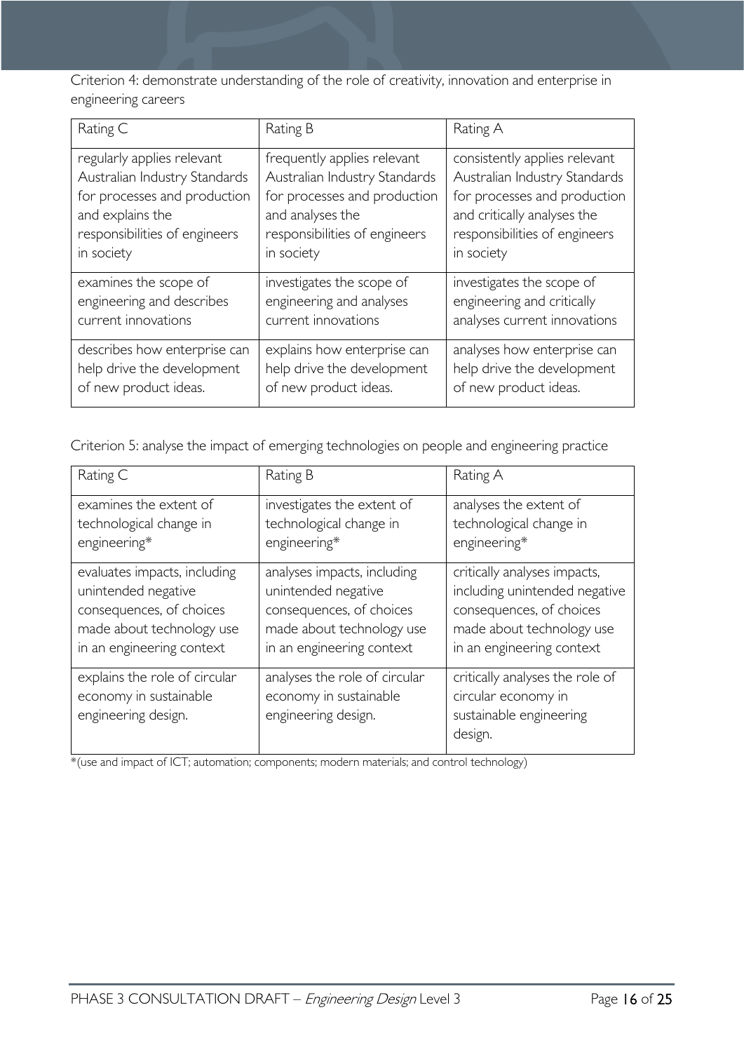Criterion 4: demonstrate understanding of the role of creativity, innovation and enterprise in engineering careers

| Rating C | Rating B | Rating A |
|---|---|---|
| regularly applies relevant Australian Industry Standards for processes and production and explains the responsibilities of engineers in society | frequently applies relevant Australian Industry Standards for processes and production and analyses the responsibilities of engineers in society | consistently applies relevant Australian Industry Standards for processes and production and critically analyses the responsibilities of engineers in society |
| examines the scope of engineering and describes current innovations | investigates the scope of engineering and analyses current innovations | investigates the scope of engineering and critically analyses current innovations |
| describes how enterprise can help drive the development of new product ideas. | explains how enterprise can help drive the development of new product ideas. | analyses how enterprise can help drive the development of new product ideas. |

Criterion 5: analyse the impact of emerging technologies on people and engineering practice

| Rating C | Rating B | Rating A |
|---|---|---|
| examines the extent of technological change in engineering* | investigates the extent of technological change in engineering* | analyses the extent of technological change in engineering* |
| evaluates impacts, including unintended negative consequences, of choices made about technology use in an engineering context | analyses impacts, including unintended negative consequences, of choices made about technology use in an engineering context | critically analyses impacts, including unintended negative consequences, of choices made about technology use in an engineering context |
| explains the role of circular economy in sustainable engineering design. | analyses the role of circular economy in sustainable engineering design. | critically analyses the role of circular economy in sustainable engineering design. |

*(use and impact of ICT; automation; components; modern materials; and control technology)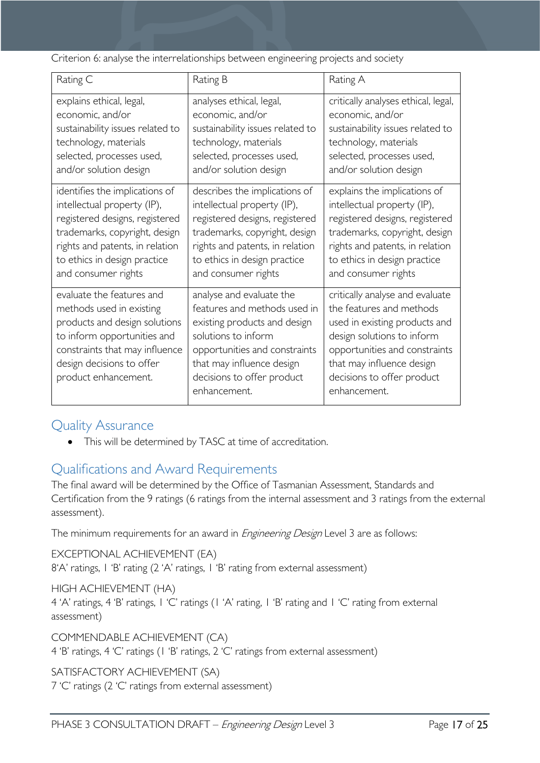Criterion 6: analyse the interrelationships between engineering projects and society

| Rating C | Rating B | Rating A |
|---|---|---|
| explains ethical, legal, economic, and/or sustainability issues related to technology, materials selected, processes used, and/or solution design | analyses ethical, legal, economic, and/or sustainability issues related to technology, materials selected, processes used, and/or solution design | critically analyses ethical, legal, economic, and/or sustainability issues related to technology, materials selected, processes used, and/or solution design |
| identifies the implications of intellectual property (IP), registered designs, registered trademarks, copyright, design rights and patents, in relation to ethics in design practice and consumer rights | describes the implications of intellectual property (IP), registered designs, registered trademarks, copyright, design rights and patents, in relation to ethics in design practice and consumer rights | explains the implications of intellectual property (IP), registered designs, registered trademarks, copyright, design rights and patents, in relation to ethics in design practice and consumer rights |
| evaluate the features and methods used in existing products and design solutions to inform opportunities and constraints that may influence design decisions to offer product enhancement. | analyse and evaluate the features and methods used in existing products and design solutions to inform opportunities and constraints that may influence design decisions to offer product enhancement. | critically analyse and evaluate the features and methods used in existing products and design solutions to inform opportunities and constraints that may influence design decisions to offer product enhancement. |

## Quality Assurance

- This will be determined by TASC at time of accreditation.

## Qualifications and Award Requirements

The final award will be determined by the Office of Tasmanian Assessment, Standards and Certification from the 9 ratings (6 ratings from the internal assessment and 3 ratings from the external assessment).

The minimum requirements for an award in *Engineering Design* Level 3 are as follows:

EXCEPTIONAL ACHIEVEMENT (EA)
8'A' ratings, 1 'B' rating (2 'A' ratings, 1 'B' rating from external assessment)

HIGH ACHIEVEMENT (HA)
4 'A' ratings, 4 'B' ratings, 1 'C' ratings (1 'A' rating, 1 'B' rating and 1 'C' rating from external assessment)

COMMENDABLE ACHIEVEMENT (CA)
4 'B' ratings, 4 'C' ratings (1 'B' ratings, 2 'C' ratings from external assessment)

SATISFACTORY ACHIEVEMENT (SA)
7 'C' ratings (2 'C' ratings from external assessment)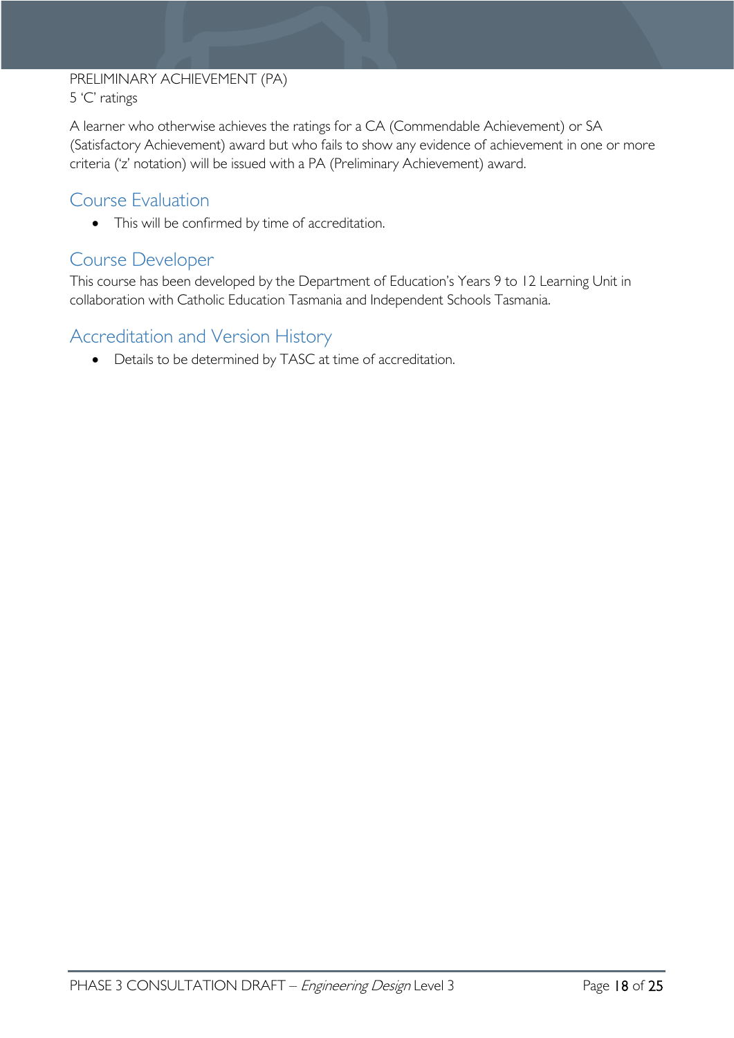PRELIMINARY ACHIEVEMENT (PA)
5 'C' ratings

A learner who otherwise achieves the ratings for a CA (Commendable Achievement) or SA (Satisfactory Achievement) award but who fails to show any evidence of achievement in one or more criteria ('z' notation) will be issued with a PA (Preliminary Achievement) award.

## Course Evaluation

- This will be confirmed by time of accreditation.

## Course Developer

This course has been developed by the Department of Education's Years 9 to 12 Learning Unit in collaboration with Catholic Education Tasmania and Independent Schools Tasmania.

## Accreditation and Version History

- Details to be determined by TASC at time of accreditation.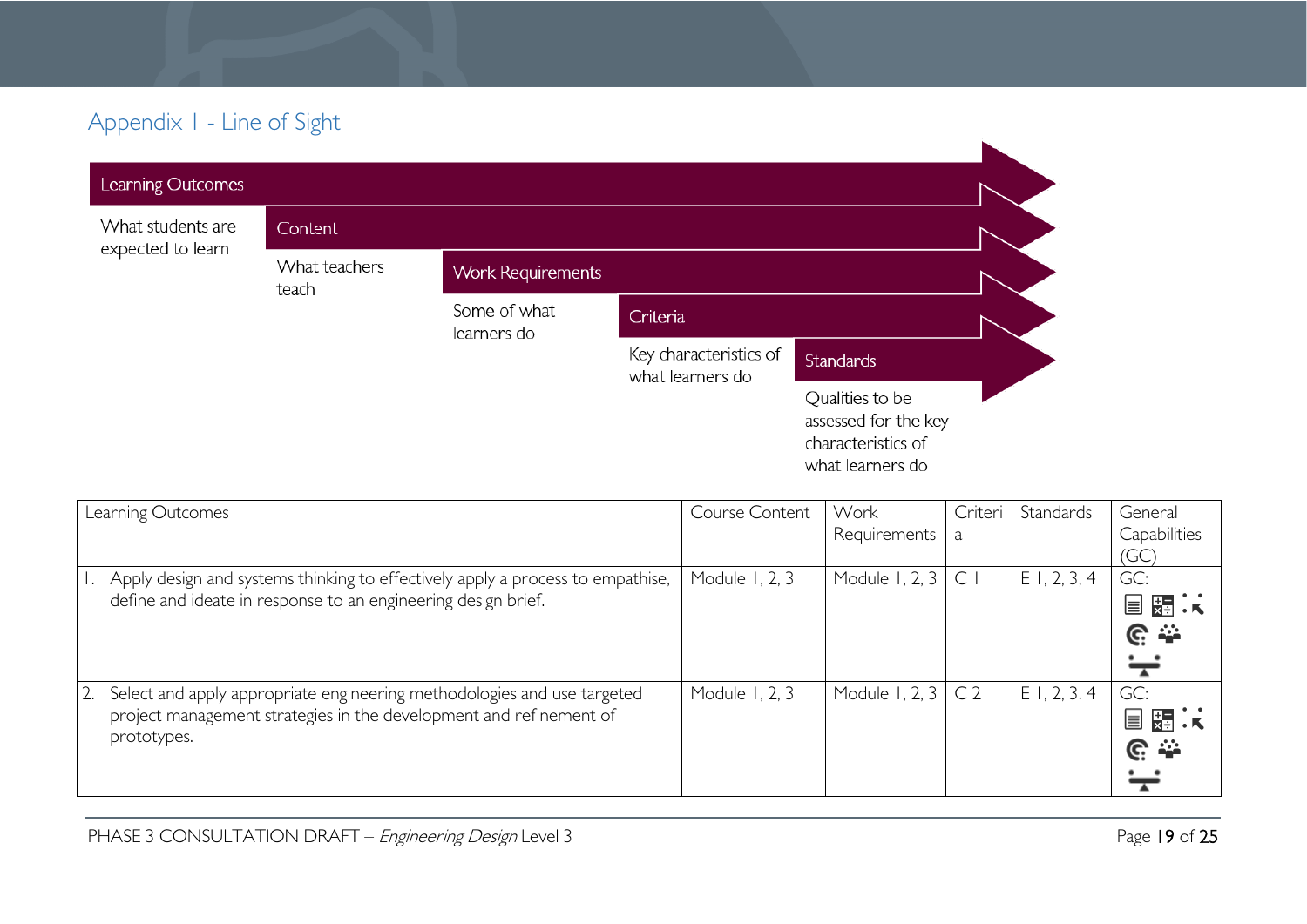## Appendix 1 - Line of Sight

**Learning Outcomes**
What students are expected to learn

**Content**
What teachers teach

**Work Requirements**
Some of what learners do

**Criteria**
Key characteristics of what learners do

**Standards**
Qualities to be assessed for the key characteristics of what learners do

| Learning Outcomes | Course Content | Work Requirements | Criteria | Standards | General Capabilities (GC) |
|---|---|---|---|---|---|
| 1. Apply design and systems thinking to effectively apply a process to empathise, define and ideate in response to an engineering design brief. | Module 1, 2, 3 | Module 1, 2, 3 | C 1 | E 1, 2, 3, 4 | GC: |
| 2. Select and apply appropriate engineering methodologies and use targeted project management strategies in the development and refinement of prototypes. | Module 1, 2, 3 | Module 1, 2, 3 | C 2 | E 1, 2, 3. 4 | GC: |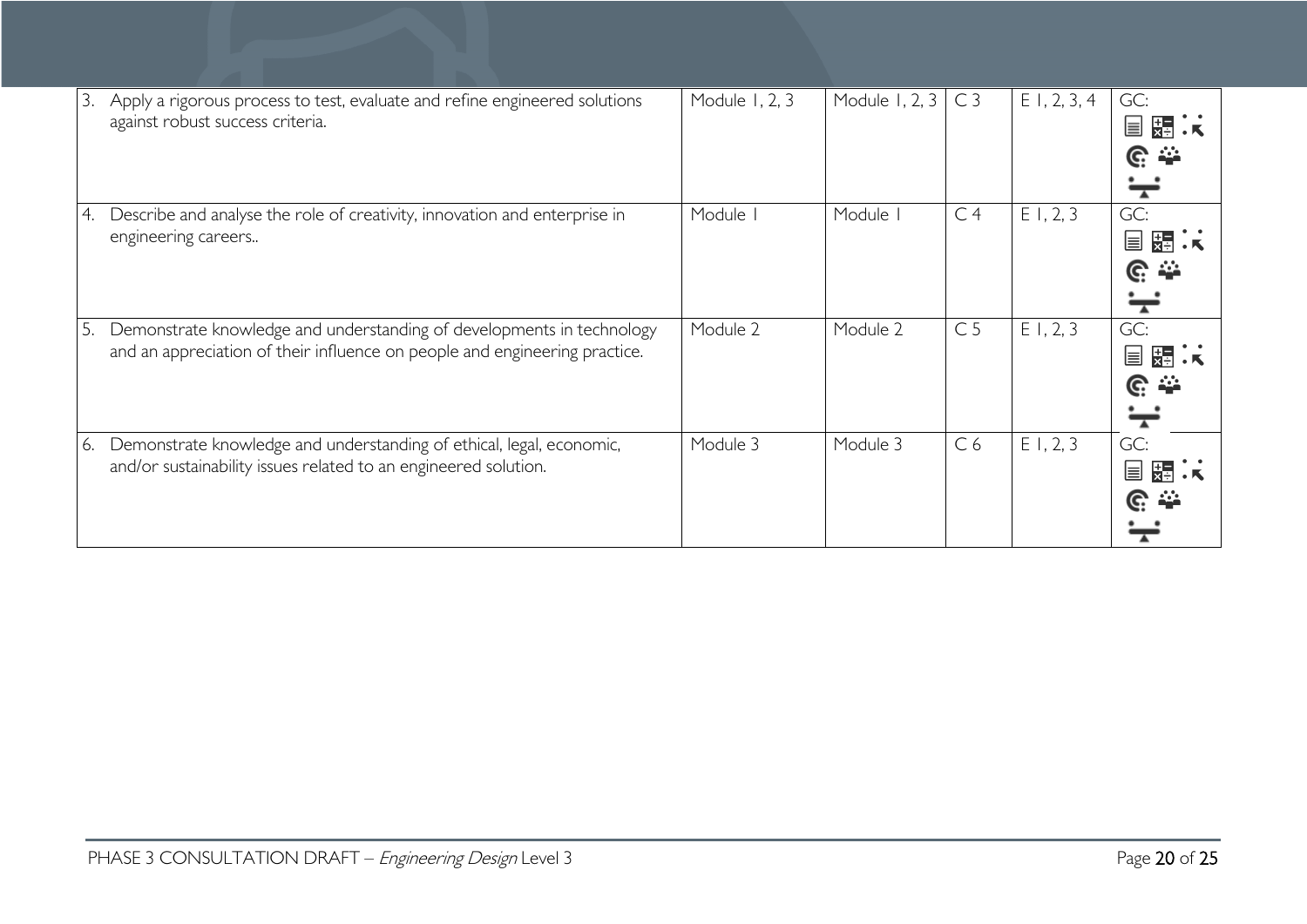| | | | | | |
|---|---|---|---|---|---|
| 3. Apply a rigorous process to test, evaluate and refine engineered solutions against robust success criteria. | Module 1, 2, 3 | Module 1, 2, 3 | C 3 | E 1, 2, 3, 4 | GC: |
| 4. Describe and analyse the role of creativity, innovation and enterprise in engineering careers.. | Module 1 | Module 1 | C 4 | E 1, 2, 3 | GC: |
| 5. Demonstrate knowledge and understanding of developments in technology and an appreciation of their influence on people and engineering practice. | Module 2 | Module 2 | C 5 | E 1, 2, 3 | GC: |
| 6. Demonstrate knowledge and understanding of ethical, legal, economic, and/or sustainability issues related to an engineered solution. | Module 3 | Module 3 | C 6 | E 1, 2, 3 | GC: |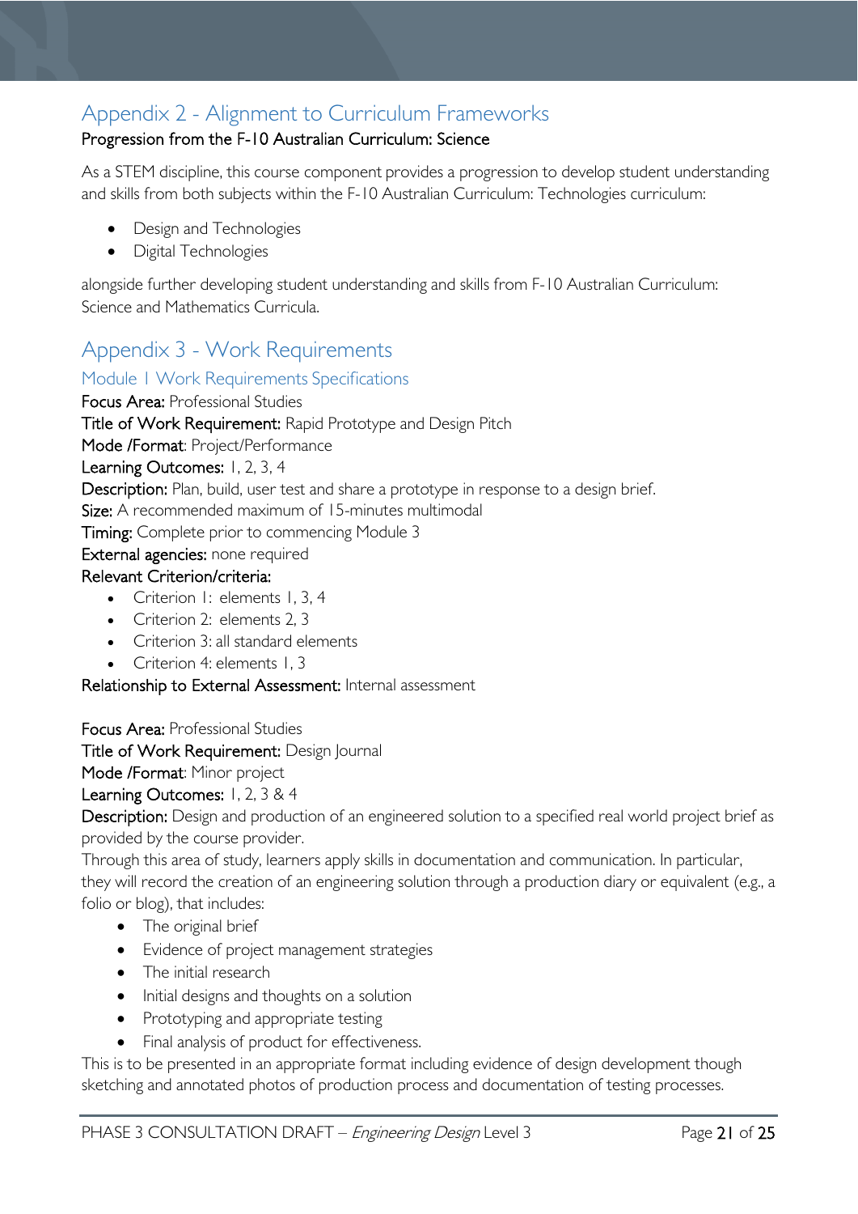## Appendix 2 - Alignment to Curriculum Frameworks

**Progression from the F-10 Australian Curriculum: Science**

As a STEM discipline, this course component provides a progression to develop student understanding and skills from both subjects within the F-10 Australian Curriculum: Technologies curriculum:

- Design and Technologies
- Digital Technologies

alongside further developing student understanding and skills from F-10 Australian Curriculum: Science and Mathematics Curricula.

## Appendix 3 - Work Requirements

### Module 1 Work Requirements Specifications

**Focus Area:** Professional Studies
**Title of Work Requirement:** Rapid Prototype and Design Pitch
**Mode /Format**: Project/Performance
**Learning Outcomes:** 1, 2, 3, 4
**Description:** Plan, build, user test and share a prototype in response to a design brief.
**Size:** A recommended maximum of 15-minutes multimodal
**Timing:** Complete prior to commencing Module 3
**External agencies:** none required
**Relevant Criterion/criteria:**

- Criterion 1: elements 1, 3, 4
- Criterion 2: elements 2, 3
- Criterion 3: all standard elements
- Criterion 4: elements 1, 3

**Relationship to External Assessment:** Internal assessment

**Focus Area:** Professional Studies
**Title of Work Requirement:** Design Journal
**Mode /Format**: Minor project
**Learning Outcomes:** 1, 2, 3 & 4
**Description:** Design and production of an engineered solution to a specified real world project brief as provided by the course provider.
Through this area of study, learners apply skills in documentation and communication. In particular, they will record the creation of an engineering solution through a production diary or equivalent (e.g., a folio or blog), that includes:

- The original brief
- Evidence of project management strategies
- The initial research
- Initial designs and thoughts on a solution
- Prototyping and appropriate testing
- Final analysis of product for effectiveness.

This is to be presented in an appropriate format including evidence of design development though sketching and annotated photos of production process and documentation of testing processes.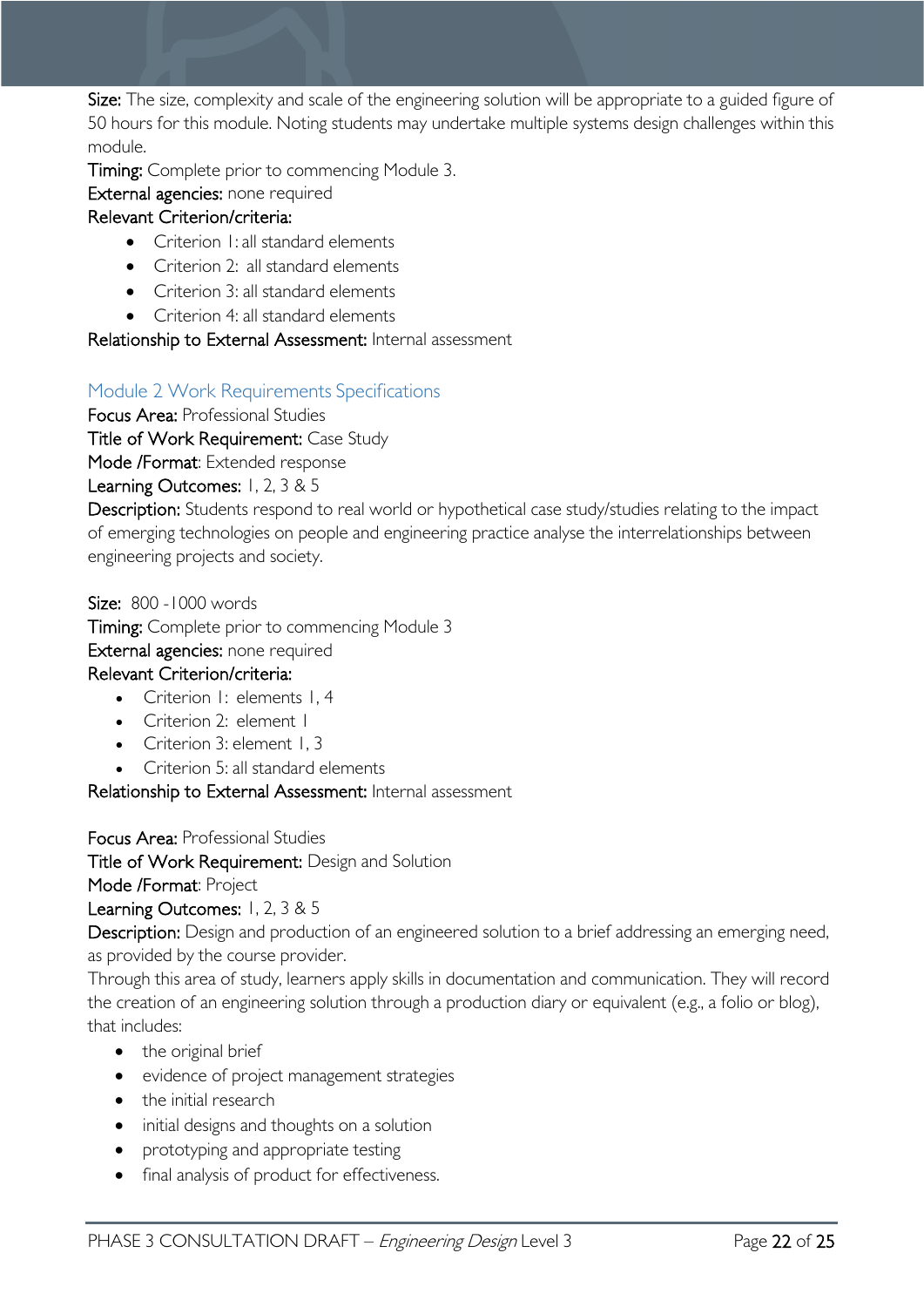**Size:** The size, complexity and scale of the engineering solution will be appropriate to a guided figure of 50 hours for this module. Noting students may undertake multiple systems design challenges within this module.

**Timing:** Complete prior to commencing Module 3.

**External agencies:** none required

**Relevant Criterion/criteria:**

- Criterion 1: all standard elements
- Criterion 2: all standard elements
- Criterion 3: all standard elements
- Criterion 4: all standard elements

**Relationship to External Assessment:** Internal assessment

## Module 2 Work Requirements Specifications

**Focus Area:** Professional Studies

**Title of Work Requirement:** Case Study

**Mode /Format**: Extended response

**Learning Outcomes:** 1, 2, 3 & 5

**Description:** Students respond to real world or hypothetical case study/studies relating to the impact of emerging technologies on people and engineering practice analyse the interrelationships between engineering projects and society.

**Size:** 800 -1000 words

**Timing:** Complete prior to commencing Module 3

**External agencies:** none required

**Relevant Criterion/criteria:**

- Criterion 1: elements 1, 4
- Criterion 2: element 1
- Criterion 3: element 1, 3
- Criterion 5: all standard elements

**Relationship to External Assessment:** Internal assessment

**Focus Area:** Professional Studies

**Title of Work Requirement:** Design and Solution

**Mode /Format**: Project

**Learning Outcomes:** 1, 2, 3 & 5

**Description:** Design and production of an engineered solution to a brief addressing an emerging need, as provided by the course provider.

Through this area of study, learners apply skills in documentation and communication. They will record the creation of an engineering solution through a production diary or equivalent (e.g., a folio or blog), that includes:

- the original brief
- evidence of project management strategies
- the initial research
- initial designs and thoughts on a solution
- prototyping and appropriate testing
- final analysis of product for effectiveness.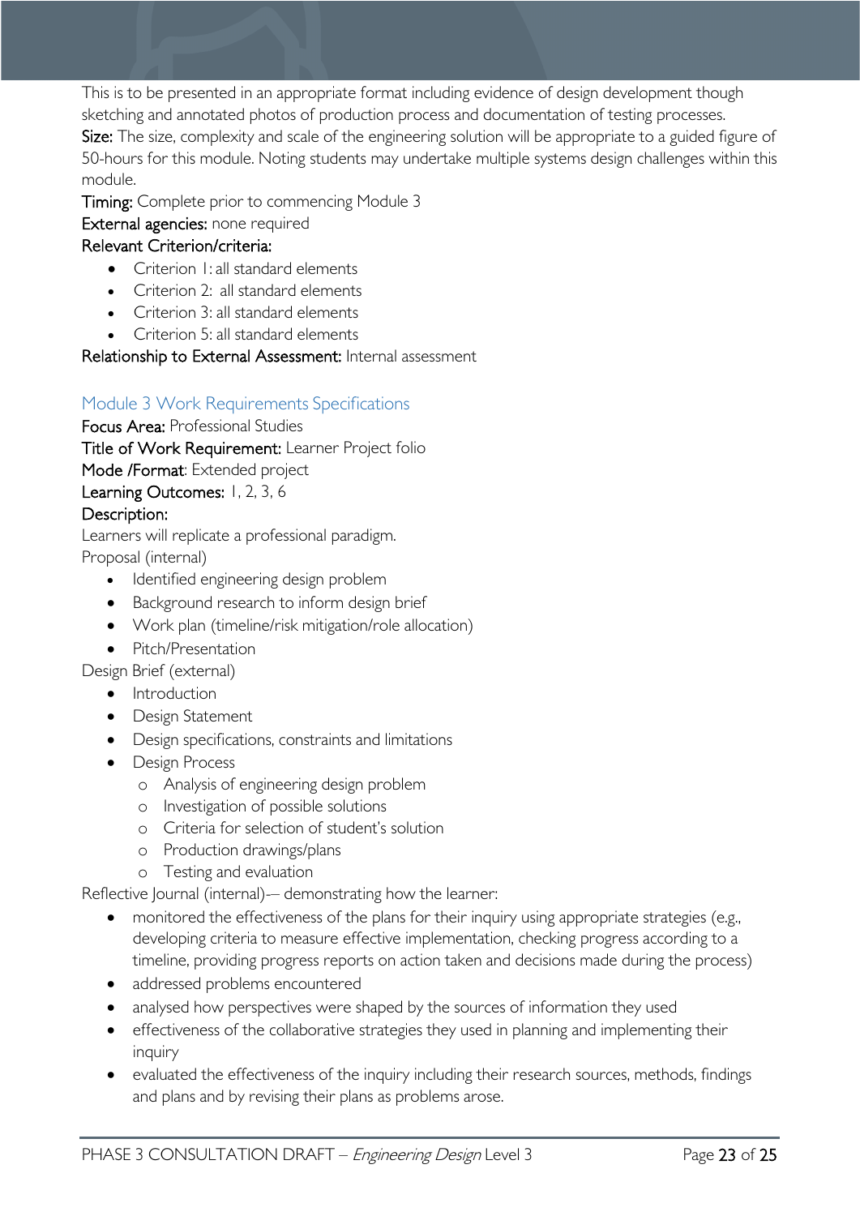This is to be presented in an appropriate format including evidence of design development though sketching and annotated photos of production process and documentation of testing processes.

**Size:** The size, complexity and scale of the engineering solution will be appropriate to a guided figure of 50-hours for this module. Noting students may undertake multiple systems design challenges within this module.

**Timing:** Complete prior to commencing Module 3

**External agencies:** none required

**Relevant Criterion/criteria:**

- Criterion 1: all standard elements
- Criterion 2: all standard elements
- Criterion 3: all standard elements
- Criterion 5: all standard elements

**Relationship to External Assessment:** Internal assessment

## Module 3 Work Requirements Specifications

**Focus Area:** Professional Studies

**Title of Work Requirement:** Learner Project folio

**Mode /Format**: Extended project

**Learning Outcomes:** 1, 2, 3, 6

**Description:**

Learners will replicate a professional paradigm.

Proposal (internal)

- Identified engineering design problem
- Background research to inform design brief
- Work plan (timeline/risk mitigation/role allocation)
- Pitch/Presentation

Design Brief (external)

- Introduction
- Design Statement
- Design specifications, constraints and limitations
- Design Process
    - Analysis of engineering design problem
    - Investigation of possible solutions
    - Criteria for selection of student's solution
    - Production drawings/plans
    - Testing and evaluation

Reflective Journal (internal)— demonstrating how the learner:

- monitored the effectiveness of the plans for their inquiry using appropriate strategies (e.g., developing criteria to measure effective implementation, checking progress according to a timeline, providing progress reports on action taken and decisions made during the process)
- addressed problems encountered
- analysed how perspectives were shaped by the sources of information they used
- effectiveness of the collaborative strategies they used in planning and implementing their inquiry
- evaluated the effectiveness of the inquiry including their research sources, methods, findings and plans and by revising their plans as problems arose.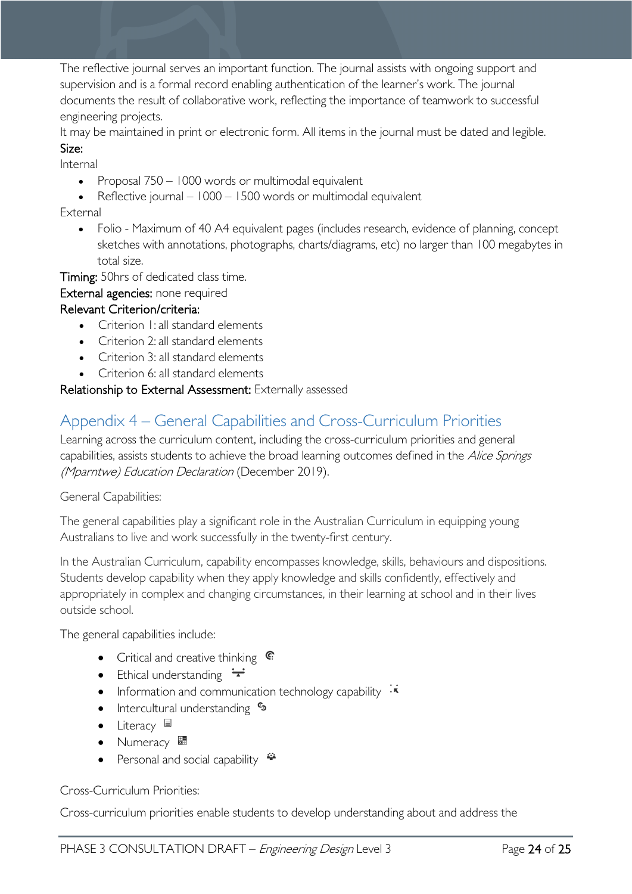The reflective journal serves an important function. The journal assists with ongoing support and supervision and is a formal record enabling authentication of the learner's work. The journal documents the result of collaborative work, reflecting the importance of teamwork to successful engineering projects.

It may be maintained in print or electronic form. All items in the journal must be dated and legible.

**Size:**

Internal

- Proposal 750 – 1000 words or multimodal equivalent
- Reflective journal – 1000 – 1500 words or multimodal equivalent

External

- Folio - Maximum of 40 A4 equivalent pages (includes research, evidence of planning, concept sketches with annotations, photographs, charts/diagrams, etc) no larger than 100 megabytes in total size.

**Timing:** 50hrs of dedicated class time.

**External agencies:** none required

**Relevant Criterion/criteria:**

- Criterion 1: all standard elements
- Criterion 2: all standard elements
- Criterion 3: all standard elements
- Criterion 6: all standard elements

**Relationship to External Assessment:** Externally assessed

## Appendix 4 – General Capabilities and Cross-Curriculum Priorities

Learning across the curriculum content, including the cross-curriculum priorities and general capabilities, assists students to achieve the broad learning outcomes defined in the *Alice Springs (Mparntwe) Education Declaration* (December 2019).

General Capabilities:

The general capabilities play a significant role in the Australian Curriculum in equipping young Australians to live and work successfully in the twenty-first century.

In the Australian Curriculum, capability encompasses knowledge, skills, behaviours and dispositions. Students develop capability when they apply knowledge and skills confidently, effectively and appropriately in complex and changing circumstances, in their learning at school and in their lives outside school.

The general capabilities include:

- Critical and creative thinking
- Ethical understanding
- Information and communication technology capability
- Intercultural understanding
- Literacy
- Numeracy
- Personal and social capability

Cross-Curriculum Priorities:

Cross-curriculum priorities enable students to develop understanding about and address the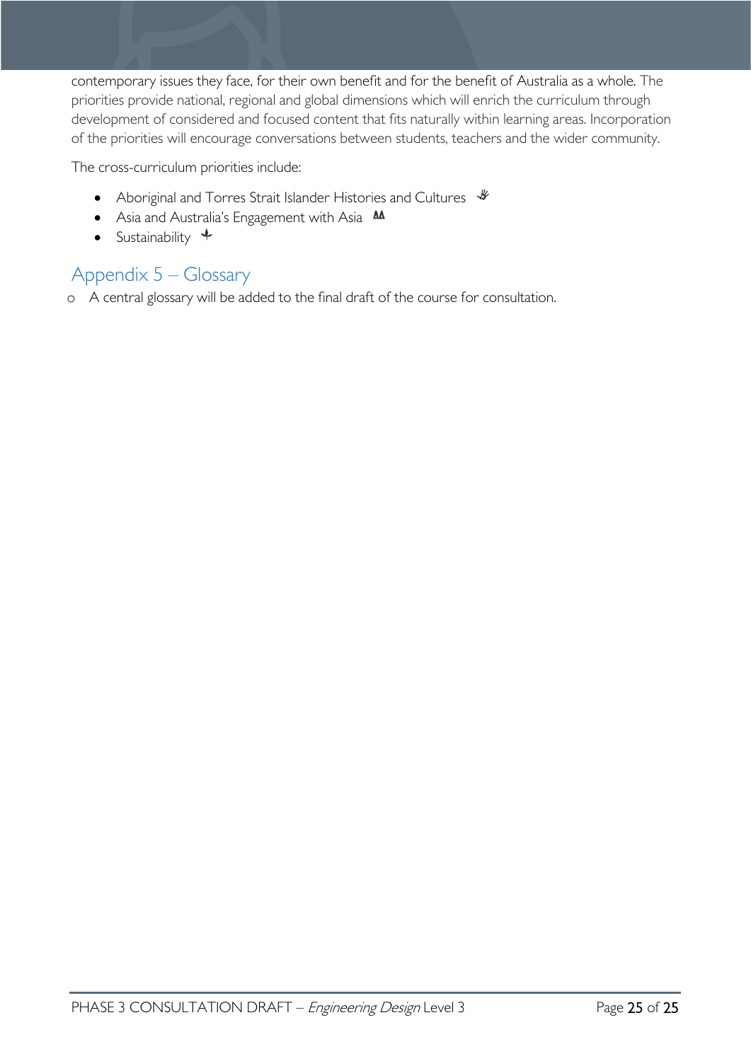contemporary issues they face, for their own benefit and for the benefit of Australia as a whole. The priorities provide national, regional and global dimensions which will enrich the curriculum through development of considered and focused content that fits naturally within learning areas. Incorporation of the priorities will encourage conversations between students, teachers and the wider community.

The cross-curriculum priorities include:

- Aboriginal and Torres Strait Islander Histories and Cultures
- Asia and Australia's Engagement with Asia
- Sustainability

## Appendix 5 – Glossary

- A central glossary will be added to the final draft of the course for consultation.